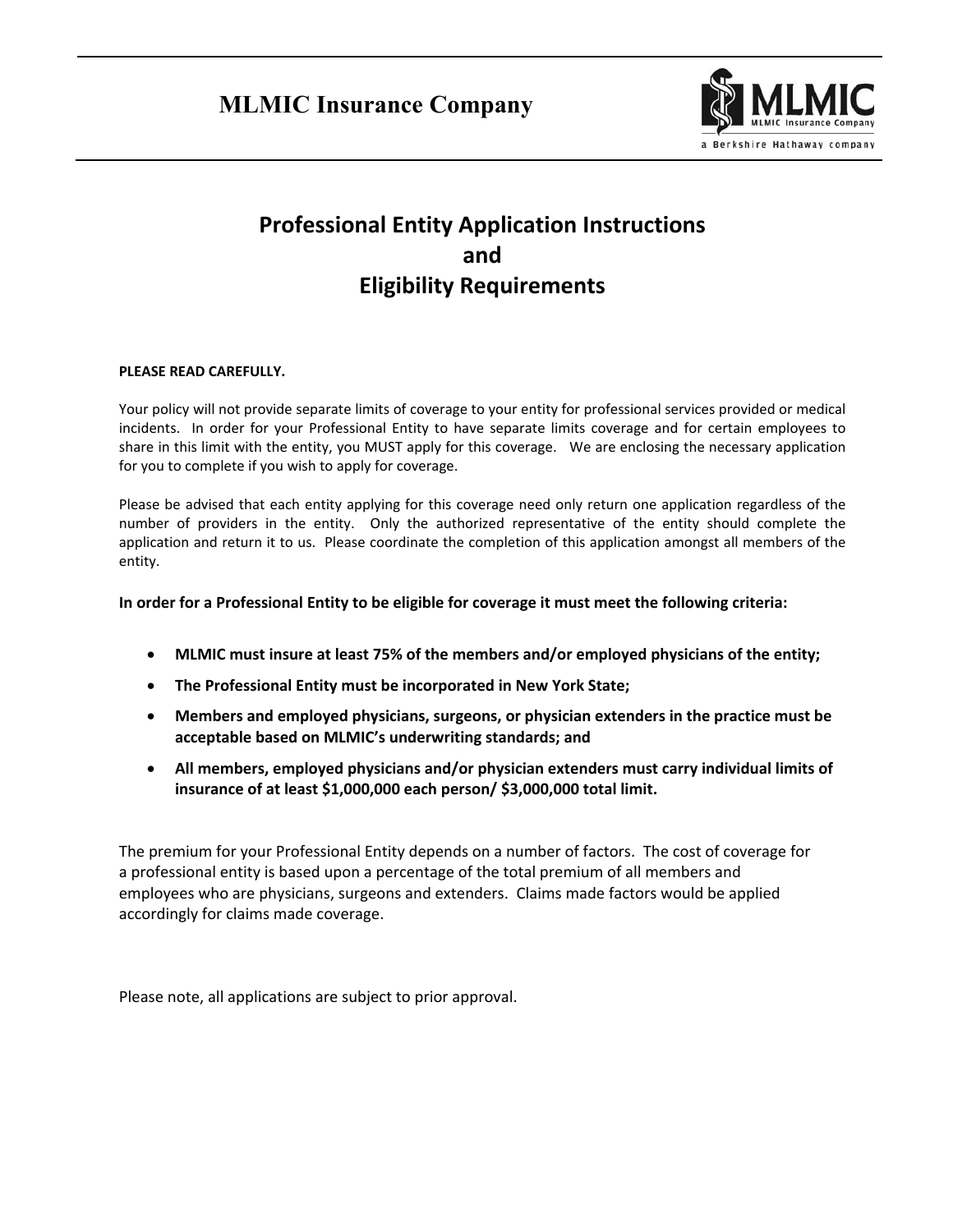# MLMIC Insurance Company

## Professional Entity Application Instructions and Eligibility Requirements

**PLEASE READ CAREFULLY.**

Your policy will not provide separate limits of coverage to your entity for professional services provided or medical incidents. In order for your Professional Entity to have separate limits coverage and for certain employees to share in this limit with the entity, you MUST apply for this coverage. We are enclosing the necessary application for you to complete if you wish to apply for coverage.

Please be advised that each entity applying for this coverage need only return one application regardless of the number of providers in the entity. Only the authorized representative of the entity should complete the application and return it to us. Please coordinate the completion of this application amongst all members of the entity.

**In order for a Professional Entity to be eligible for coverage it must meet the following criteria:**

- **MLMIC must insure at least 75% of the members and/or employed physicians of the entity;**
- **The Professional Entity must be incorporated in New York State;**
- **Members and employed physicians, surgeons, or physician extenders in the practice must be acceptable based on MLMIC's underwriting standards; and**
- **All members, employed physicians and/or physician extenders must carry individual limits of insurance of at least $1,000,000 each person/ $3,000,000 total limit.**

The premium for your Professional Entity depends on a number of factors. The cost of coverage for a professional entity is based upon a percentage of the total premium of all members and employees who are physicians, surgeons and extenders. Claims made factors would be applied accordingly for claims made coverage.

Please note, all applications are subject to prior approval.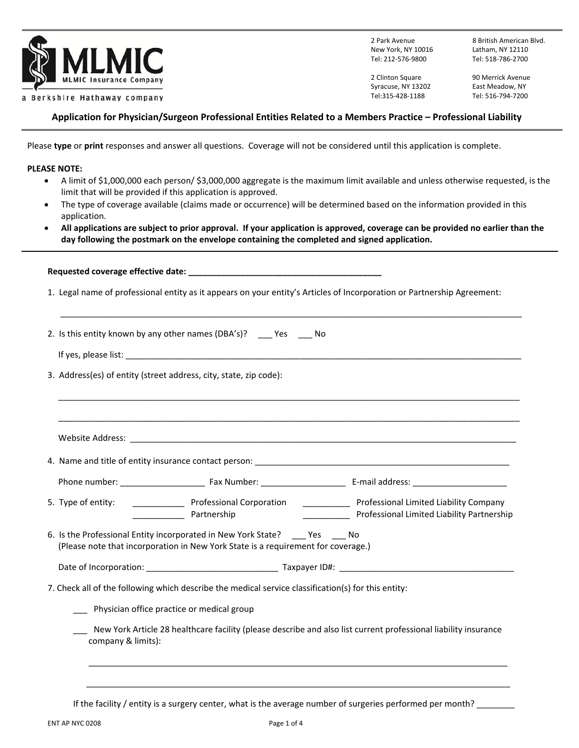MLMIC

MLMIC Insurance Company

a Berkshire Hathaway company

2 Park Avenue
New York, NY 10016
Tel: 212-576-9800

8 British American Blvd.
Latham, NY 12110
Tel: 518-786-2700

2 Clinton Square
Syracuse, NY 13202
Tel:315-428-1188

90 Merrick Avenue
East Meadow, NY
Tel: 516-794-7200

## Application for Physician/Surgeon Professional Entities Related to a Members Practice – Professional Liability

Please **type** or **print** responses and answer all questions. Coverage will not be considered until this application is complete.

**PLEASE NOTE:**

- A limit of $1,000,000 each person/ $3,000,000 aggregate is the maximum limit available and unless otherwise requested, is the limit that will be provided if this application is approved.
- The type of coverage available (claims made or occurrence) will be determined based on the information provided in this application.
- **All applications are subject to prior approval. If your application is approved, coverage can be provided no earlier than the day following the postmark on the envelope containing the completed and signed application.**

---

**Requested coverage effective date: ________________________________________**

1. Legal name of professional entity as it appears on your entity's Articles of Incorporation or Partnership Agreement:

   ____________________________________________________________________________________________

2. Is this entity known by any other names (DBA's)? ___ Yes ___ No

   If yes, please list: ____________________________________________________________________________

3. Address(es) of entity (street address, city, state, zip code):

   ____________________________________________________________________________________________

   ____________________________________________________________________________________________

   Website Address: _______________________________________________________________________________

4. Name and title of entity insurance contact person: ______________________________________________________

   Phone number: _________________ Fax Number: _________________ E-mail address: ___________________

5. Type of entity: ___________ Professional Corporation ___________ Professional Limited Liability Company
   ___________ Partnership ___________ Professional Limited Liability Partnership

6. Is the Professional Entity incorporated in New York State? ___ Yes ___ No
   (Please note that incorporation in New York State is a requirement for coverage.)

   Date of Incorporation: ___________________________ Taxpayer ID#: ____________________________________

7. Check all of the following which describe the medical service classification(s) for this entity:

   ___ Physician office practice or medical group

   ___ New York Article 28 healthcare facility (please describe and also list current professional liability insurance company & limits):

   ________________________________________________________________________________________

   ________________________________________________________________________________________

   If the facility / entity is a surgery center, what is the average number of surgeries performed per month? ________

ENT AP NYC 0208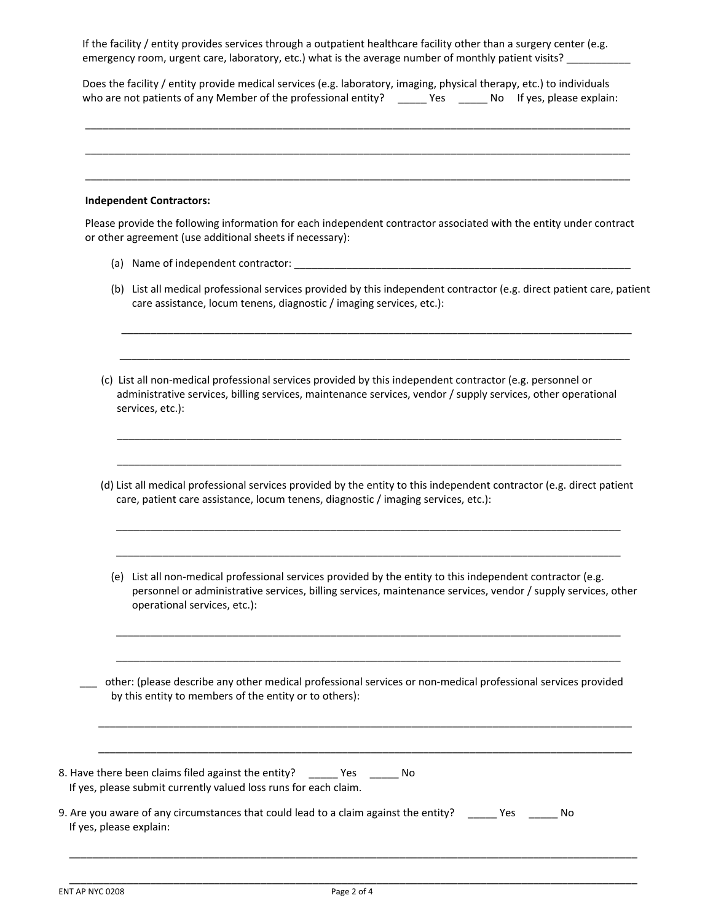If the facility / entity provides services through a outpatient healthcare facility other than a surgery center (e.g. emergency room, urgent care, laboratory, etc.) what is the average number of monthly patient visits? ___________

Does the facility / entity provide medical services (e.g. laboratory, imaging, physical therapy, etc.) to individuals who are not patients of any Member of the professional entity? _____ Yes _____ No If yes, please explain:

_______________________________________________________________________________________________

_______________________________________________________________________________________________

_______________________________________________________________________________________________

**Independent Contractors:**

Please provide the following information for each independent contractor associated with the entity under contract or other agreement (use additional sheets if necessary):

(a) Name of independent contractor: ____________________________________________________________

(b) List all medical professional services provided by this independent contractor (e.g. direct patient care, patient care assistance, locum tenens, diagnostic / imaging services, etc.):

_________________________________________________________________________________________

_________________________________________________________________________________________

(c) List all non-medical professional services provided by this independent contractor (e.g. personnel or administrative services, billing services, maintenance services, vendor / supply services, other operational services, etc.):

_________________________________________________________________________________________

_________________________________________________________________________________________

(d) List all medical professional services provided by the entity to this independent contractor (e.g. direct patient care, patient care assistance, locum tenens, diagnostic / imaging services, etc.):

_________________________________________________________________________________________

_________________________________________________________________________________________

(e) List all non-medical professional services provided by the entity to this independent contractor (e.g. personnel or administrative services, billing services, maintenance services, vendor / supply services, other operational services, etc.):

_________________________________________________________________________________________

_________________________________________________________________________________________

___ other: (please describe any other medical professional services or non-medical professional services provided by this entity to members of the entity or to others):

_________________________________________________________________________________________

_________________________________________________________________________________________

8. Have there been claims filed against the entity? _____ Yes _____ No
   If yes, please submit currently valued loss runs for each claim.

9. Are you aware of any circumstances that could lead to a claim against the entity? _____ Yes _____ No
   If yes, please explain:

_______________________________________________________________________________________________

_______________________________________________________________________________________________

ENT AP NYC 0208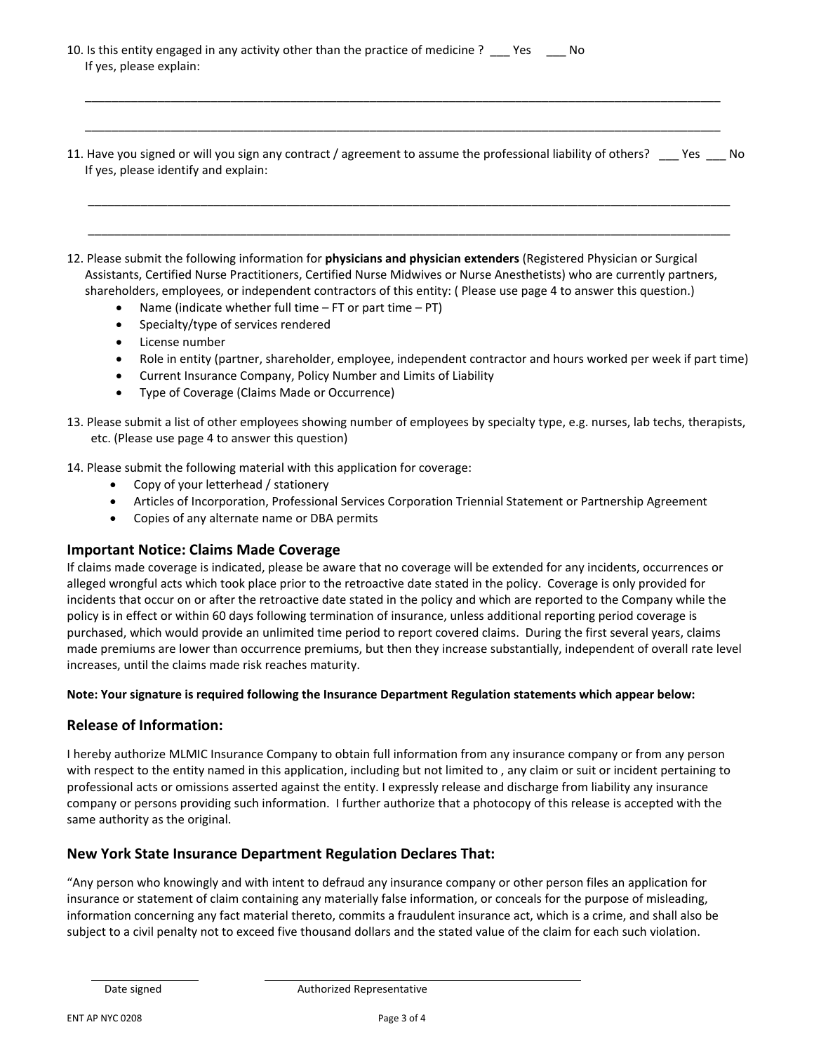10. Is this entity engaged in any activity other than the practice of medicine ? ___ Yes ___ No
    If yes, please explain:

    ____________________________________________________________________________________________

    ____________________________________________________________________________________________

11. Have you signed or will you sign any contract / agreement to assume the professional liability of others? ___ Yes ___ No
    If yes, please identify and explain:

    ____________________________________________________________________________________________

    ____________________________________________________________________________________________

12. Please submit the following information for **physicians and physician extenders** (Registered Physician or Surgical Assistants, Certified Nurse Practitioners, Certified Nurse Midwives or Nurse Anesthetists) who are currently partners, shareholders, employees, or independent contractors of this entity: ( Please use page 4 to answer this question.)
    - Name (indicate whether full time – FT or part time – PT)
    - Specialty/type of services rendered
    - License number
    - Role in entity (partner, shareholder, employee, independent contractor and hours worked per week if part time)
    - Current Insurance Company, Policy Number and Limits of Liability
    - Type of Coverage (Claims Made or Occurrence)

13. Please submit a list of other employees showing number of employees by specialty type, e.g. nurses, lab techs, therapists, etc. (Please use page 4 to answer this question)

14. Please submit the following material with this application for coverage:
    - Copy of your letterhead / stationery
    - Articles of Incorporation, Professional Services Corporation Triennial Statement or Partnership Agreement
    - Copies of any alternate name or DBA permits

## Important Notice: Claims Made Coverage

If claims made coverage is indicated, please be aware that no coverage will be extended for any incidents, occurrences or alleged wrongful acts which took place prior to the retroactive date stated in the policy. Coverage is only provided for incidents that occur on or after the retroactive date stated in the policy and which are reported to the Company while the policy is in effect or within 60 days following termination of insurance, unless additional reporting period coverage is purchased, which would provide an unlimited time period to report covered claims. During the first several years, claims made premiums are lower than occurrence premiums, but then they increase substantially, independent of overall rate level increases, until the claims made risk reaches maturity.

**Note: Your signature is required following the Insurance Department Regulation statements which appear below:**

## Release of Information:

I hereby authorize MLMIC Insurance Company to obtain full information from any insurance company or from any person with respect to the entity named in this application, including but not limited to , any claim or suit or incident pertaining to professional acts or omissions asserted against the entity. I expressly release and discharge from liability any insurance company or persons providing such information. I further authorize that a photocopy of this release is accepted with the same authority as the original.

## New York State Insurance Department Regulation Declares That:

"Any person who knowingly and with intent to defraud any insurance company or other person files an application for insurance or statement of claim containing any materially false information, or conceals for the purpose of misleading, information concerning any fact material thereto, commits a fraudulent insurance act, which is a crime, and shall also be subject to a civil penalty not to exceed five thousand dollars and the stated value of the claim for each such violation.

______________________ ______________________________________________

Date signed Authorized Representative

ENT AP NYC 0208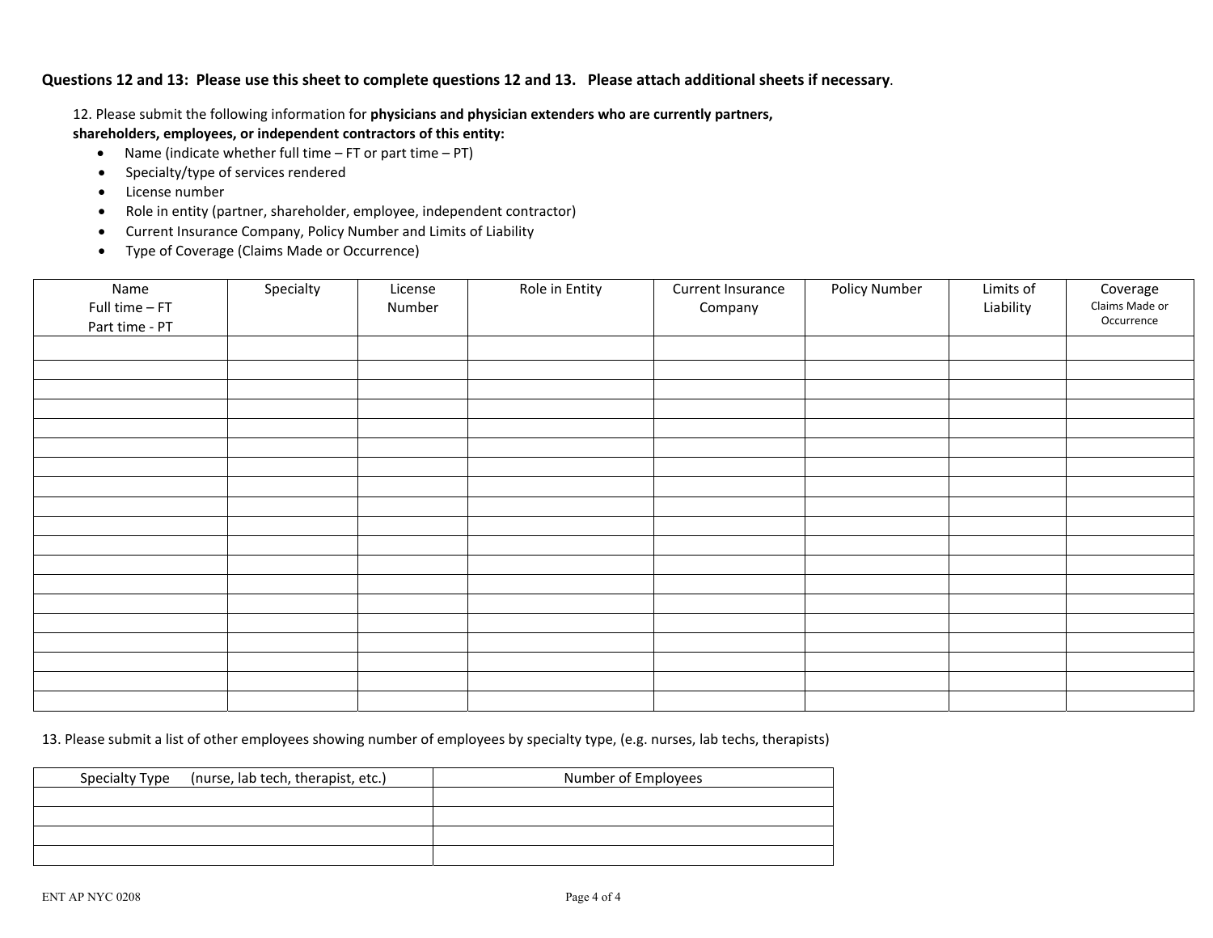**Questions 12 and 13: Please use this sheet to complete questions 12 and 13. Please attach additional sheets if necessary.**

12. Please submit the following information for **physicians and physician extenders who are currently partners, shareholders, employees, or independent contractors of this entity:**

- Name (indicate whether full time – FT or part time – PT)
- Specialty/type of services rendered
- License number
- Role in entity (partner, shareholder, employee, independent contractor)
- Current Insurance Company, Policy Number and Limits of Liability
- Type of Coverage (Claims Made or Occurrence)

| Name Full time – FT Part time - PT | Specialty | License Number | Role in Entity | Current Insurance Company | Policy Number | Limits of Liability | Coverage Claims Made or Occurrence |
|---|---|---|---|---|---|---|---|
| | | | | | | | |
| | | | | | | | |
| | | | | | | | |
| | | | | | | | |
| | | | | | | | |
| | | | | | | | |
| | | | | | | | |
| | | | | | | | |
| | | | | | | | |
| | | | | | | | |
| | | | | | | | |
| | | | | | | | |
| | | | | | | | |
| | | | | | | | |
| | | | | | | | |
| | | | | | | | |
| | | | | | | | |
| | | | | | | | |
| | | | | | | | |

13. Please submit a list of other employees showing number of employees by specialty type, (e.g. nurses, lab techs, therapists)

| Specialty Type (nurse, lab tech, therapist, etc.) | Number of Employees |
|---|---|
| | |
| | |
| | |
| | |

ENT AP NYC 0208